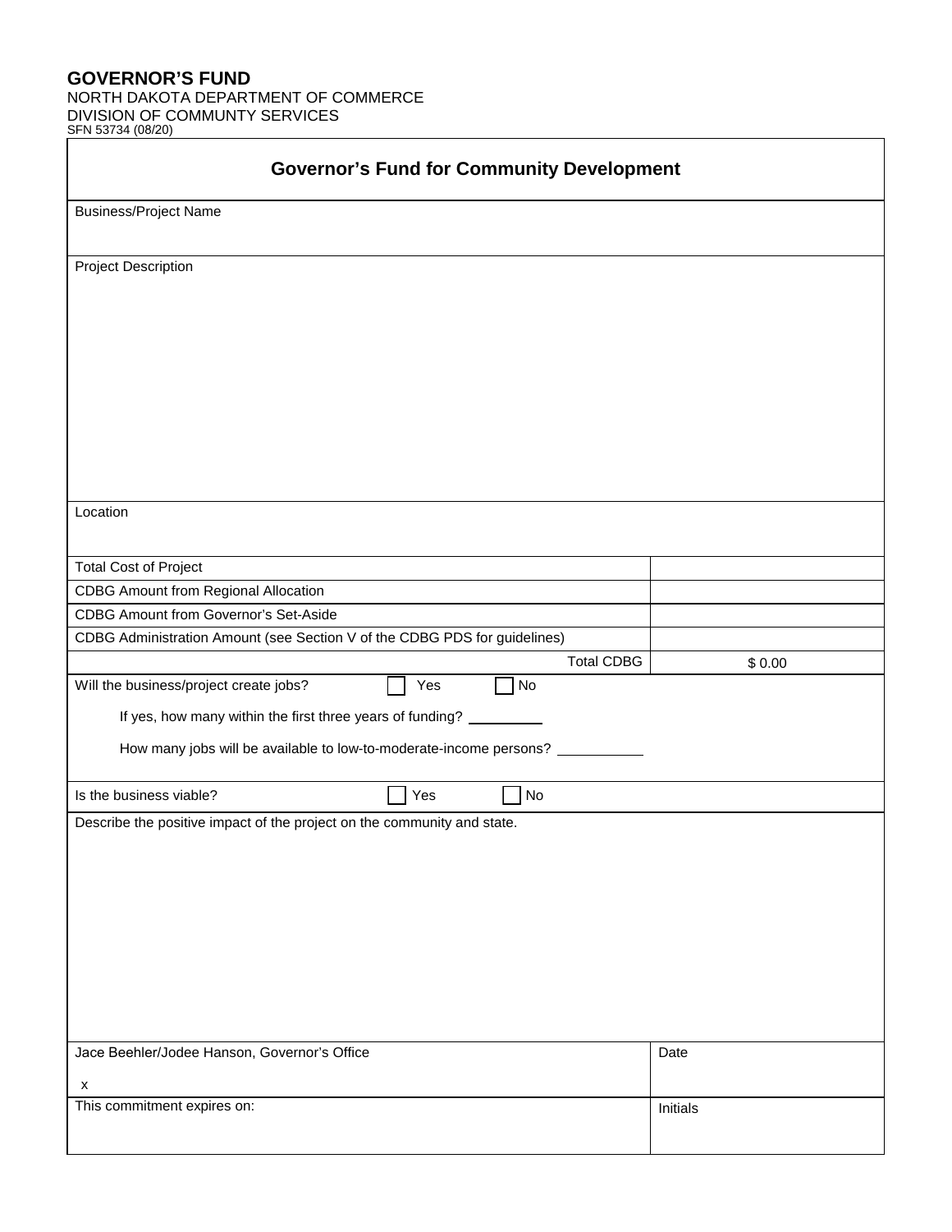**GOVERNOR'S FUND**
NORTH DAKOTA DEPARTMENT OF COMMERCE
DIVISION OF COMMUNTY SERVICES
SFN 53734 (08/20)

## Governor's Fund for Community Development

Business/Project Name

Project Description

Location

| | |
|---|---|
| Total Cost of Project | |
| CDBG Amount from Regional Allocation | |
| CDBG Amount from Governor's Set-Aside | |
| CDBG Administration Amount (see Section V of the CDBG PDS for guidelines) | |
| Total CDBG | $ 0.00 |

Will the business/project create jobs? ☐ Yes ☐ No

If yes, how many within the first three years of funding? ________

How many jobs will be available to low-to-moderate-income persons? ________

Is the business viable? ☐ Yes ☐ No

Describe the positive impact of the project on the community and state.

| | |
|---|---|
| Jace Beehler/Jodee Hanson, Governor's Office<br><br>x | Date |
| This commitment expires on: | Initials |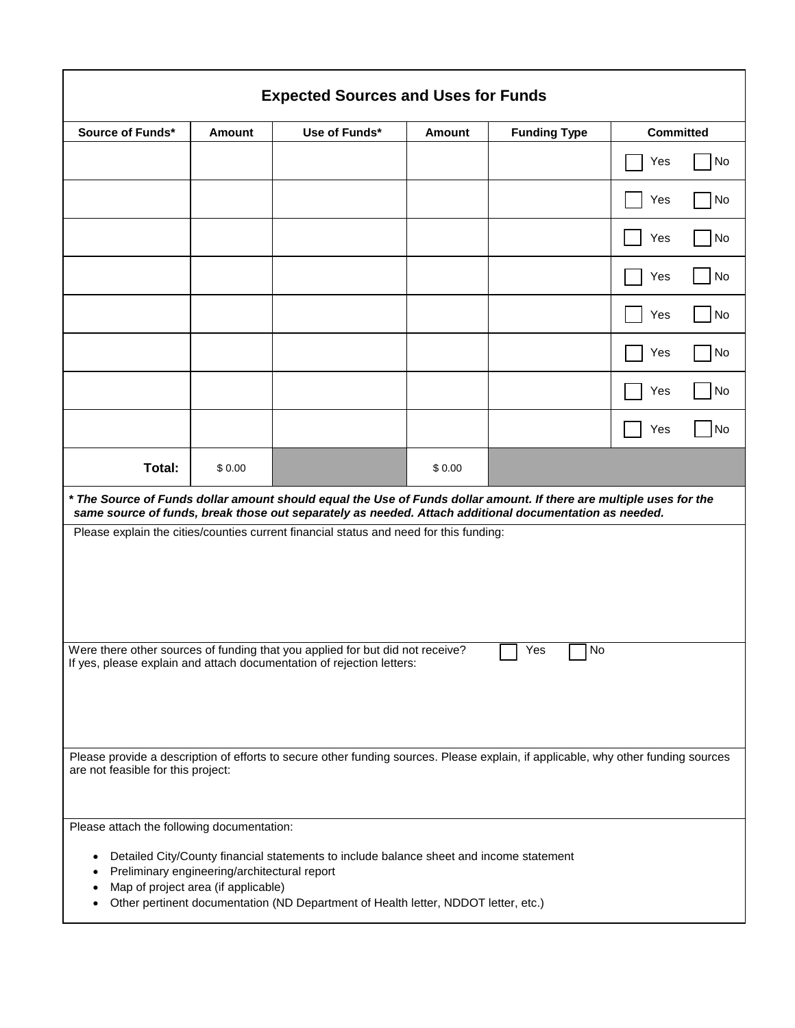## Expected Sources and Uses for Funds

| Source of Funds* | Amount | Use of Funds* | Amount | Funding Type | Committed |
|---|---|---|---|---|---|
| | | | | | ☐ Yes ☐ No |
| | | | | | ☐ Yes ☐ No |
| | | | | | ☐ Yes ☐ No |
| | | | | | ☐ Yes ☐ No |
| | | | | | ☐ Yes ☐ No |
| | | | | | ☐ Yes ☐ No |
| | | | | | ☐ Yes ☐ No |
| | | | | | ☐ Yes ☐ No |
| **Total:** | $ 0.00 | | $ 0.00 | | |

***\* The Source of Funds dollar amount should equal the Use of Funds dollar amount. If there are multiple uses for the same source of funds, break those out separately as needed. Attach additional documentation as needed.***

Please explain the cities/counties current financial status and need for this funding:

Were there other sources of funding that you applied for but did not receive? ☐ Yes ☐ No

If yes, please explain and attach documentation of rejection letters:

Please provide a description of efforts to secure other funding sources. Please explain, if applicable, why other funding sources are not feasible for this project:

Please attach the following documentation:

- Detailed City/County financial statements to include balance sheet and income statement
- Preliminary engineering/architectural report
- Map of project area (if applicable)
- Other pertinent documentation (ND Department of Health letter, NDDOT letter, etc.)